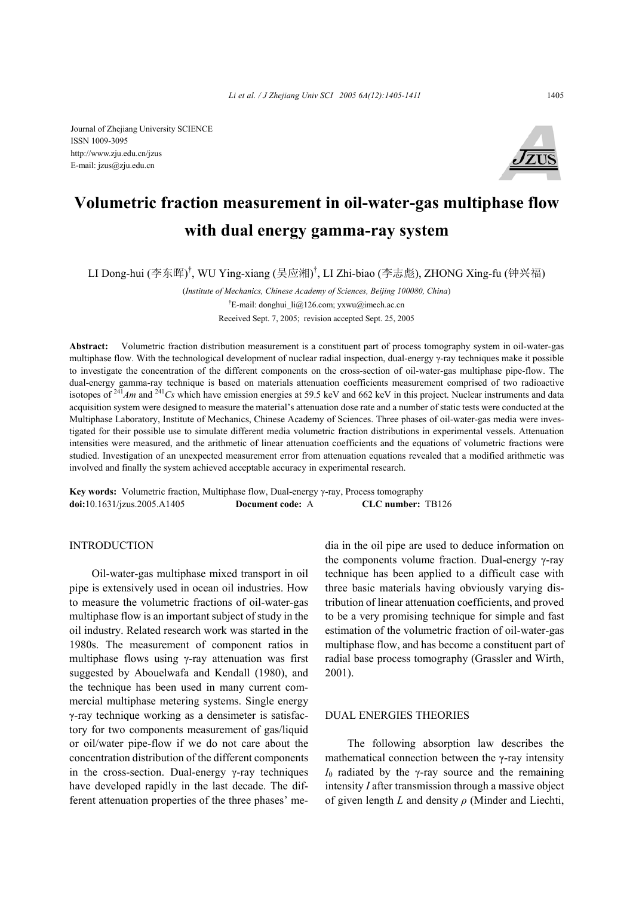Journal of Zhejiang University SCIENCE
ISSN 1009-3095
http://www.zju.edu.cn/jzus
E-mail: jzus@zju.edu.cn

# Volumetric fraction measurement in oil-water-gas multiphase flow with dual energy gamma-ray system

LI Dong-hui (李东晖)[†], WU Ying-xiang (吴应湘)[†], LI Zhi-biao (李志彪), ZHONG Xing-fu (钟兴福)

(*Institute of Mechanics, Chinese Academy of Sciences, Beijing 100080, China*)

[†]E-mail: donghui_li@126.com; yxwu@imech.ac.cn

Received Sept. 7, 2005; revision accepted Sept. 25, 2005

**Abstract:** Volumetric fraction distribution measurement is a constituent part of process tomography system in oil-water-gas multiphase flow. With the technological development of nuclear radial inspection, dual-energy γ-ray techniques make it possible to investigate the concentration of the different components on the cross-section of oil-water-gas multiphase pipe-flow. The dual-energy gamma-ray technique is based on materials attenuation coefficients measurement comprised of two radioactive isotopes of $^{241}Am$ and $^{241}Cs$ which have emission energies at 59.5 keV and 662 keV in this project. Nuclear instruments and data acquisition system were designed to measure the material's attenuation dose rate and a number of static tests were conducted at the Multiphase Laboratory, Institute of Mechanics, Chinese Academy of Sciences. Three phases of oil-water-gas media were investigated for their possible use to simulate different media volumetric fraction distributions in experimental vessels. Attenuation intensities were measured, and the arithmetic of linear attenuation coefficients and the equations of volumetric fractions were studied. Investigation of an unexpected measurement error from attenuation equations revealed that a modified arithmetic was involved and finally the system achieved acceptable accuracy in experimental research.

**Key words:** Volumetric fraction, Multiphase flow, Dual-energy γ-ray, Process tomography
**doi:**10.1631/jzus.2005.A1405 **Document code:** A **CLC number:** TB126

## INTRODUCTION

Oil-water-gas multiphase mixed transport in oil pipe is extensively used in ocean oil industries. How to measure the volumetric fractions of oil-water-gas multiphase flow is an important subject of study in the oil industry. Related research work was started in the 1980s. The measurement of component ratios in multiphase flows using γ-ray attenuation was first suggested by Abouelwafa and Kendall (1980), and the technique has been used in many current commercial multiphase metering systems. Single energy γ-ray technique working as a densimeter is satisfactory for two components measurement of gas/liquid or oil/water pipe-flow if we do not care about the concentration distribution of the different components in the cross-section. Dual-energy γ-ray techniques have developed rapidly in the last decade. The different attenuation properties of the three phases' media in the oil pipe are used to deduce information on the components volume fraction. Dual-energy γ-ray technique has been applied to a difficult case with three basic materials having obviously varying distribution of linear attenuation coefficients, and proved to be a very promising technique for simple and fast estimation of the volumetric fraction of oil-water-gas multiphase flow, and has become a constituent part of radial base process tomography (Grassler and Wirth, 2001).

## DUAL ENERGIES THEORIES

The following absorption law describes the mathematical connection between the γ-ray intensity $I_0$ radiated by the γ-ray source and the remaining intensity $I$ after transmission through a massive object of given length $L$ and density $\rho$ (Minder and Liechti,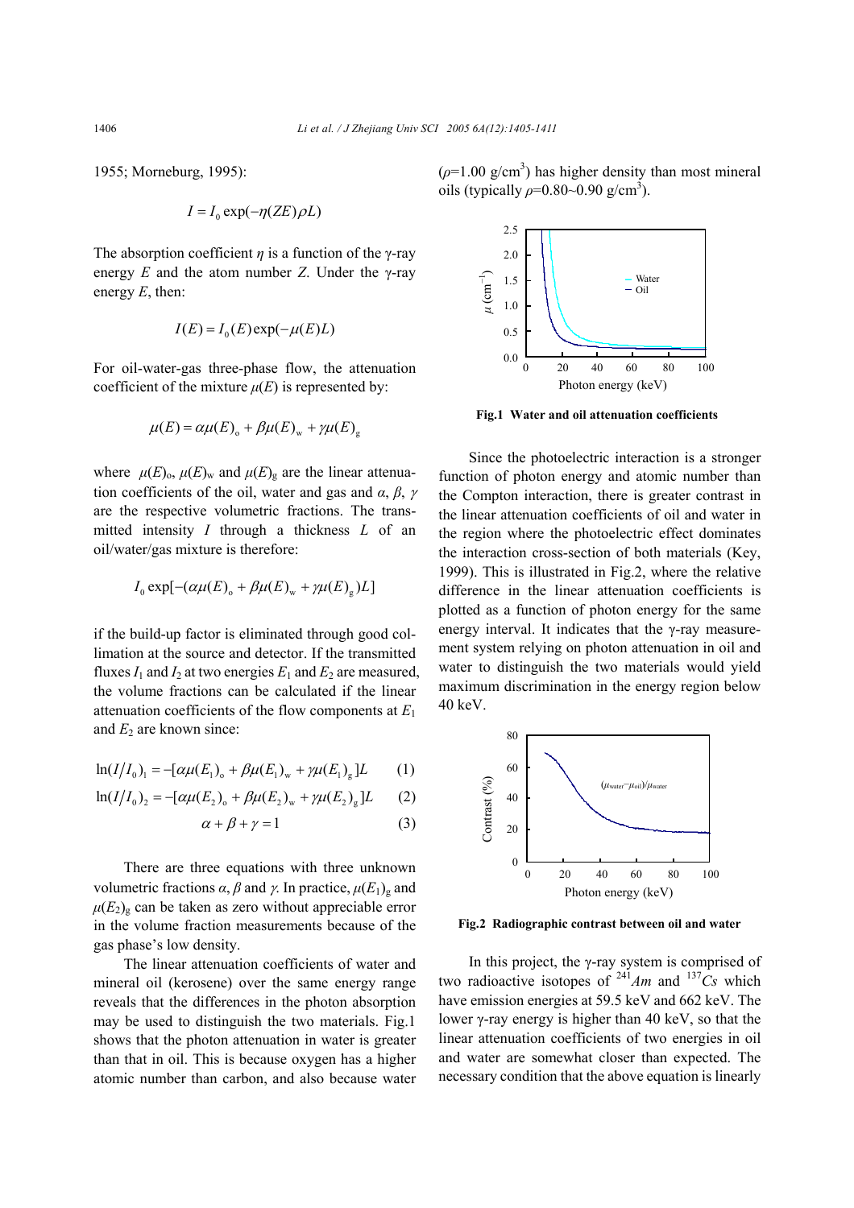1955; Morneburg, 1995):

$$I = I_0 \exp(-\eta(ZE)\rho L)$$

The absorption coefficient $\eta$ is a function of the γ-ray energy $E$ and the atom number $Z$. Under the γ-ray energy $E$, then:

$$I(E) = I_0(E)\exp(-\mu(E)L)$$

For oil-water-gas three-phase flow, the attenuation coefficient of the mixture $\mu(E)$ is represented by:

$$\mu(E) = \alpha\mu(E)_{\text{o}} + \beta\mu(E)_{\text{w}} + \gamma\mu(E)_{\text{g}}$$

where $\mu(E)_{\text{o}}$, $\mu(E)_{\text{w}}$ and $\mu(E)_{\text{g}}$ are the linear attenuation coefficients of the oil, water and gas and $\alpha$, $\beta$, $\gamma$ are the respective volumetric fractions. The transmitted intensity $I$ through a thickness $L$ of an oil/water/gas mixture is therefore:

$$I_0 \exp[-(\alpha\mu(E)_{\text{o}} + \beta\mu(E)_{\text{w}} + \gamma\mu(E)_{\text{g}})L]$$

if the build-up factor is eliminated through good collimation at the source and detector. If the transmitted fluxes $I_1$ and $I_2$ at two energies $E_1$ and $E_2$ are measured, the volume fractions can be calculated if the linear attenuation coefficients of the flow components at $E_1$ and $E_2$ are known since:

$$\ln(I/I_0)_1 = -[\alpha\mu(E_1)_{\text{o}} + \beta\mu(E_1)_{\text{w}} + \gamma\mu(E_1)_{\text{g}}]L \qquad (1)$$

$$\ln(I/I_0)_2 = -[\alpha\mu(E_2)_{\text{o}} + \beta\mu(E_2)_{\text{w}} + \gamma\mu(E_2)_{\text{g}}]L \qquad (2)$$

$$\alpha + \beta + \gamma = 1 \qquad (3)$$

There are three equations with three unknown volumetric fractions $\alpha$, $\beta$ and $\gamma$. In practice, $\mu(E_1)_{\text{g}}$ and $\mu(E_2)_{\text{g}}$ can be taken as zero without appreciable error in the volume fraction measurements because of the gas phase's low density.

The linear attenuation coefficients of water and mineral oil (kerosene) over the same energy range reveals that the differences in the photon absorption may be used to distinguish the two materials. Fig.1 shows that the photon attenuation in water is greater than that in oil. This is because oxygen has a higher atomic number than carbon, and also because water ($\rho$=1.00 g/cm$^3$) has higher density than most mineral oils (typically $\rho$=0.80~0.90 g/cm$^3$).

**Fig.1 Water and oil attenuation coefficients**

Since the photoelectric interaction is a stronger function of photon energy and atomic number than the Compton interaction, there is greater contrast in the linear attenuation coefficients of oil and water in the region where the photoelectric effect dominates the interaction cross-section of both materials (Key, 1999). This is illustrated in Fig.2, where the relative difference in the linear attenuation coefficients is plotted as a function of photon energy for the same energy interval. It indicates that the γ-ray measurement system relying on photon attenuation in oil and water to distinguish the two materials would yield maximum discrimination in the energy region below 40 keV.

**Fig.2 Radiographic contrast between oil and water**

In this project, the γ-ray system is comprised of two radioactive isotopes of $^{241}Am$ and $^{137}Cs$ which have emission energies at 59.5 keV and 662 keV. The lower γ-ray energy is higher than 40 keV, so that the linear attenuation coefficients of two energies in oil and water are somewhat closer than expected. The necessary condition that the above equation is linearly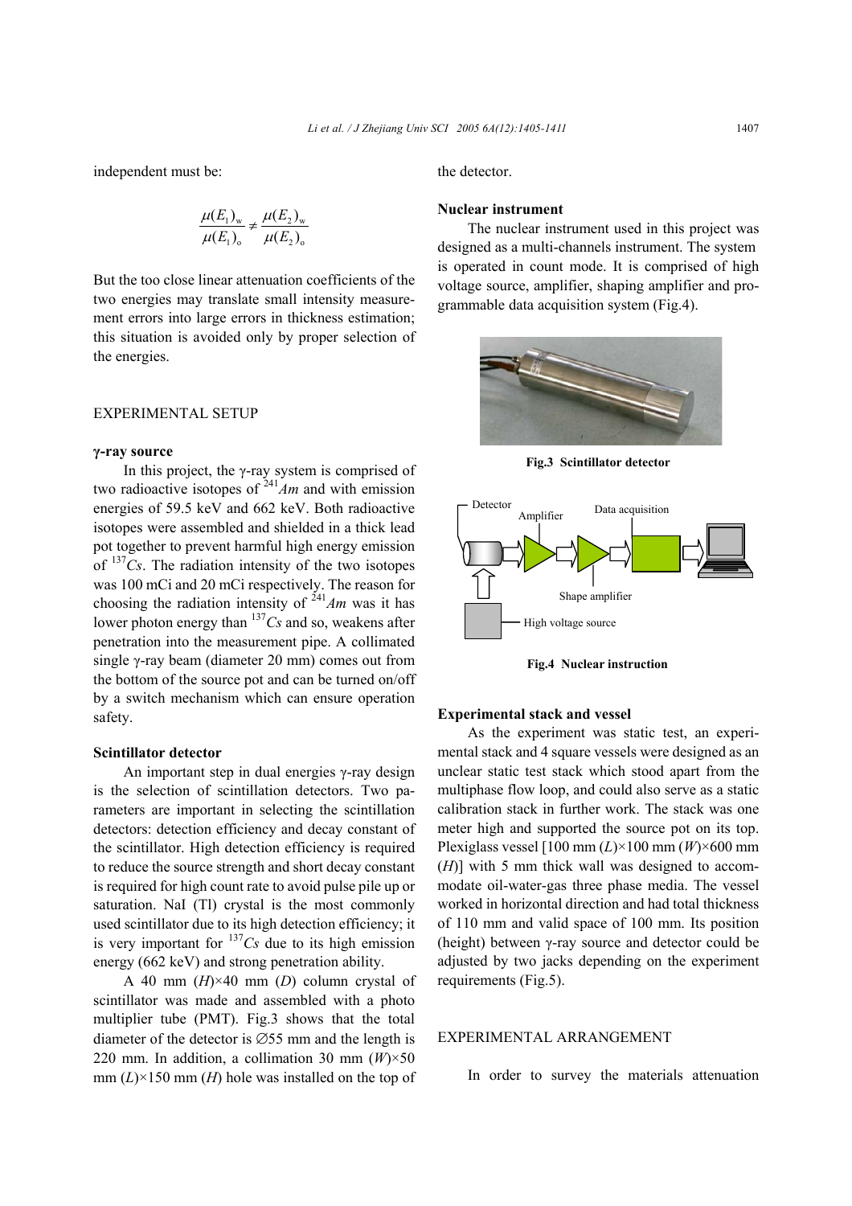independent must be:

$$\frac{\mu(E_1)_w}{\mu(E_1)_o} \neq \frac{\mu(E_2)_w}{\mu(E_2)_o}$$

But the too close linear attenuation coefficients of the two energies may translate small intensity measurement errors into large errors in thickness estimation; this situation is avoided only by proper selection of the energies.

## EXPERIMENTAL SETUP

### γ-ray source

In this project, the γ-ray system is comprised of two radioactive isotopes of $^{241}Am$ and with emission energies of 59.5 keV and 662 keV. Both radioactive isotopes were assembled and shielded in a thick lead pot together to prevent harmful high energy emission of $^{137}Cs$. The radiation intensity of the two isotopes was 100 mCi and 20 mCi respectively. The reason for choosing the radiation intensity of $^{241}Am$ was it has lower photon energy than $^{137}Cs$ and so, weakens after penetration into the measurement pipe. A collimated single γ-ray beam (diameter 20 mm) comes out from the bottom of the source pot and can be turned on/off by a switch mechanism which can ensure operation safety.

### Scintillator detector

An important step in dual energies γ-ray design is the selection of scintillation detectors. Two parameters are important in selecting the scintillation detectors: detection efficiency and decay constant of the scintillator. High detection efficiency is required to reduce the source strength and short decay constant is required for high count rate to avoid pulse pile up or saturation. NaI (Tl) crystal is the most commonly used scintillator due to its high detection efficiency; it is very important for $^{137}Cs$ due to its high emission energy (662 keV) and strong penetration ability.

A 40 mm (*H*)×40 mm (*D*) column crystal of scintillator was made and assembled with a photo multiplier tube (PMT). Fig.3 shows that the total diameter of the detector is ∅55 mm and the length is 220 mm. In addition, a collimation 30 mm (*W*)×50 mm (*L*)×150 mm (*H*) hole was installed on the top of the detector.

### Nuclear instrument

The nuclear instrument used in this project was designed as a multi-channels instrument. The system is operated in count mode. It is comprised of high voltage source, amplifier, shaping amplifier and programmable data acquisition system (Fig.4).

**Fig.3 Scintillator detector**

**Fig.4 Nuclear instruction**

### Experimental stack and vessel

As the experiment was static test, an experimental stack and 4 square vessels were designed as an unclear static test stack which stood apart from the multiphase flow loop, and could also serve as a static calibration stack in further work. The stack was one meter high and supported the source pot on its top. Plexiglass vessel [100 mm (*L*)×100 mm (*W*)×600 mm (*H*)] with 5 mm thick wall was designed to accommodate oil-water-gas three phase media. The vessel worked in horizontal direction and had total thickness of 110 mm and valid space of 100 mm. Its position (height) between γ-ray source and detector could be adjusted by two jacks depending on the experiment requirements (Fig.5).

## EXPERIMENTAL ARRANGEMENT

In order to survey the materials attenuation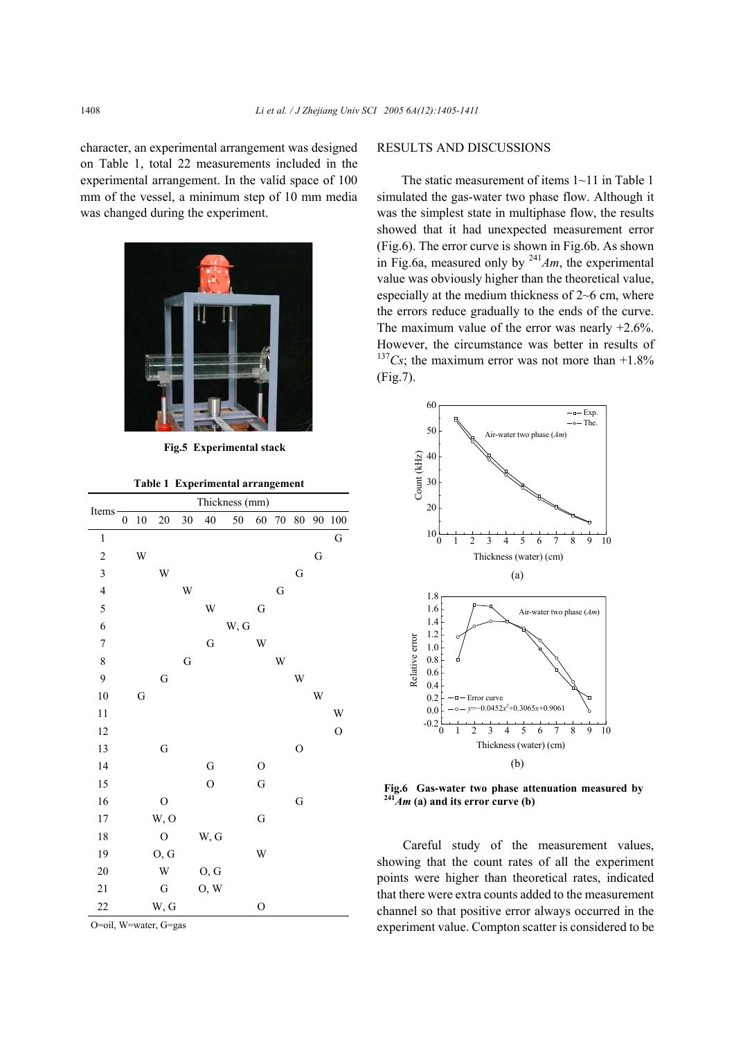character, an experimental arrangement was designed on Table 1, total 22 measurements included in the experimental arrangement. In the valid space of 100 mm of the vessel, a minimum step of 10 mm media was changed during the experiment.

**Fig.5 Experimental stack**

**Table 1 Experimental arrangement**

| Items | Thickness (mm) | | | | | | | | | | |
|---|---|---|---|---|---|---|---|---|---|---|---|
| | 0 | 10 | 20 | 30 | 40 | 50 | 60 | 70 | 80 | 90 | 100 |
| 1 | | | | | | | | | | | G |
| 2 | | W | | | | | | | | G | |
| 3 | | | W | | | | | | G | | |
| 4 | | | | W | | | | G | | | |
| 5 | | | | | W | | G | | | | |
| 6 | | | | | | W, G | | | | | |
| 7 | | | | | G | | W | | | | |
| 8 | | | | G | | | | W | | | |
| 9 | | | G | | | | | | W | | |
| 10 | | G | | | | | | | | W | |
| 11 | | | | | | | | | | | W |
| 12 | | | | | | | | | | | O |
| 13 | | | G | | | | | | O | | |
| 14 | | | | | G | | O | | | | |
| 15 | | | | | O | | G | | | | |
| 16 | | | O | | | | | | G | | |
| 17 | | | W, O | | | | G | | | | |
| 18 | | | O | | W, G | | | | | | |
| 19 | | | O, G | | | | W | | | | |
| 20 | | | W | | O, G | | | | | | |
| 21 | | | G | | O, W | | | | | | |
| 22 | | | W, G | | | | O | | | | |

O=oil, W=water, G=gas

## RESULTS AND DISCUSSIONS

The static measurement of items 1~11 in Table 1 simulated the gas-water two phase flow. Although it was the simplest state in multiphase flow, the results showed that it had unexpected measurement error (Fig.6). The error curve is shown in Fig.6b. As shown in Fig.6a, measured only by $^{241}Am$, the experimental value was obviously higher than the theoretical value, especially at the medium thickness of 2~6 cm, where the errors reduce gradually to the ends of the curve. The maximum value of the error was nearly +2.6%. However, the circumstance was better in results of $^{137}Cs$; the maximum error was not more than +1.8% (Fig.7).

**Fig.6 Gas-water two phase attenuation measured by $^{241}Am$ (a) and its error curve (b)**

Careful study of the measurement values, showing that the count rates of all the experiment points were higher than theoretical rates, indicated that there were extra counts added to the measurement channel so that positive error always occurred in the experiment value. Compton scatter is considered to be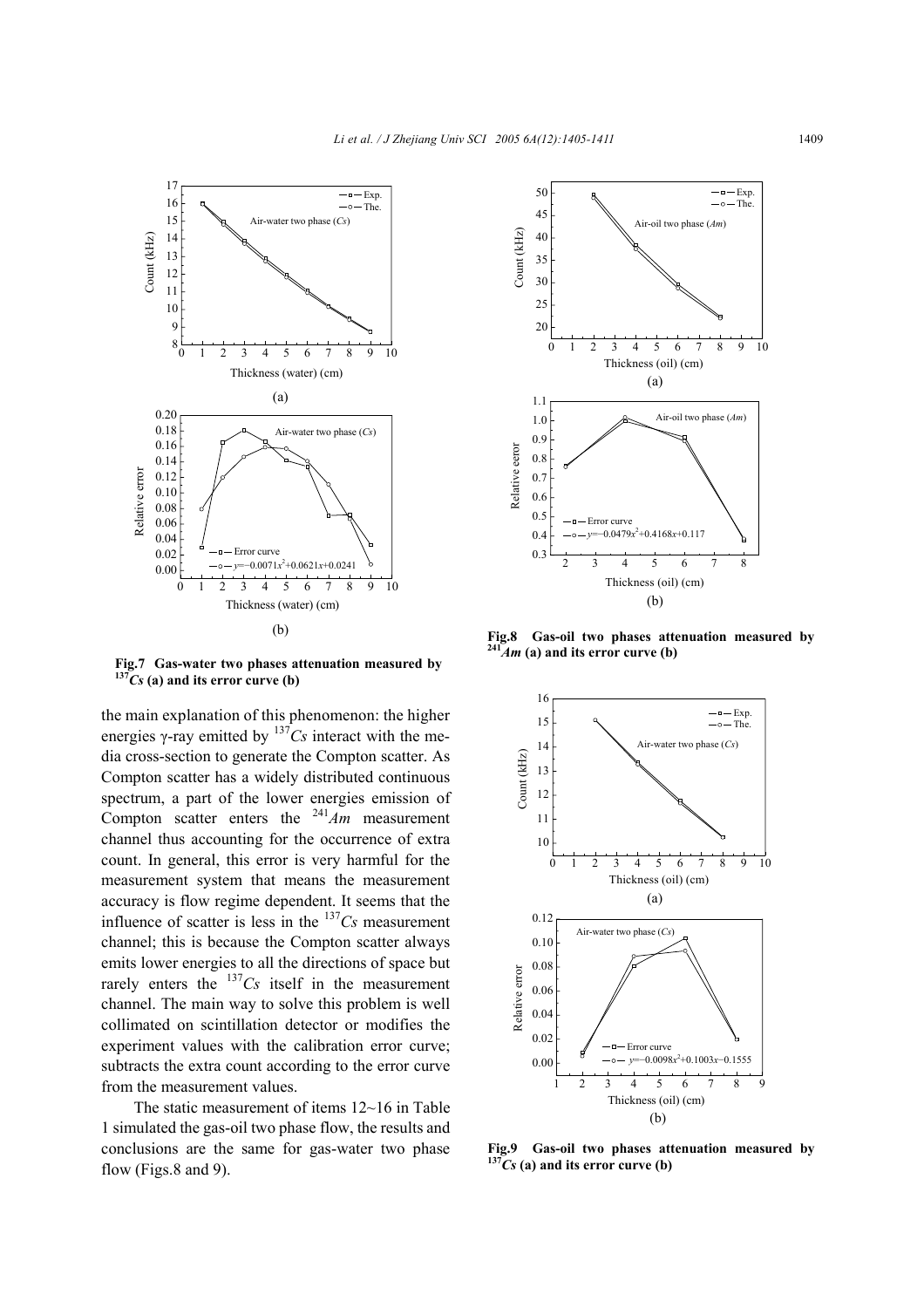Fig.7 Gas-water two phases attenuation measured by $^{137}Cs$ (a) and its error curve (b)

Fig.8 Gas-oil two phases attenuation measured by $^{241}Am$ (a) and its error curve (b)

Fig.9 Gas-oil two phases attenuation measured by $^{137}Cs$ (a) and its error curve (b)

the main explanation of this phenomenon: the higher energies γ-ray emitted by $^{137}Cs$ interact with the media cross-section to generate the Compton scatter. As Compton scatter has a widely distributed continuous spectrum, a part of the lower energies emission of Compton scatter enters the $^{241}Am$ measurement channel thus accounting for the occurrence of extra count. In general, this error is very harmful for the measurement system that means the measurement accuracy is flow regime dependent. It seems that the influence of scatter is less in the $^{137}Cs$ measurement channel; this is because the Compton scatter always emits lower energies to all the directions of space but rarely enters the $^{137}Cs$ itself in the measurement channel. The main way to solve this problem is well collimated on scintillation detector or modifies the experiment values with the calibration error curve; subtracts the extra count according to the error curve from the measurement values.

The static measurement of items 12~16 in Table 1 simulated the gas-oil two phase flow, the results and conclusions are the same for gas-water two phase flow (Figs.8 and 9).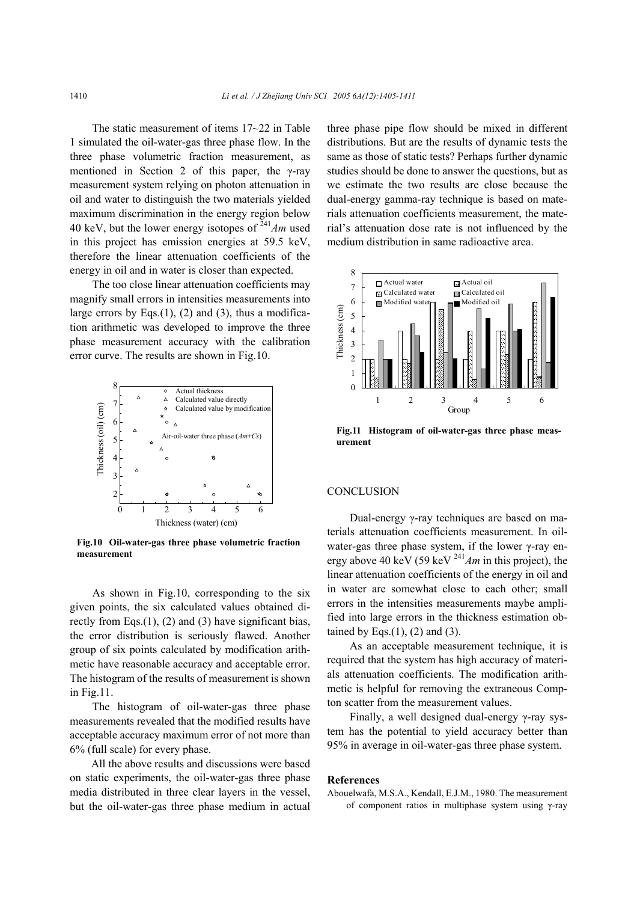The static measurement of items 17~22 in Table 1 simulated the oil-water-gas three phase flow. In the three phase volumetric fraction measurement, as mentioned in Section 2 of this paper, the γ-ray measurement system relying on photon attenuation in oil and water to distinguish the two materials yielded maximum discrimination in the energy region below 40 keV, but the lower energy isotopes of $^{241}Am$ used in this project has emission energies at 59.5 keV, therefore the linear attenuation coefficients of the energy in oil and in water is closer than expected.

The too close linear attenuation coefficients may magnify small errors in intensities measurements into large errors by Eqs.(1), (2) and (3), thus a modification arithmetic was developed to improve the three phase measurement accuracy with the calibration error curve. The results are shown in Fig.10.

**Fig.10 Oil-water-gas three phase volumetric fraction measurement**

As shown in Fig.10, corresponding to the six given points, the six calculated values obtained directly from Eqs.(1), (2) and (3) have significant bias, the error distribution is seriously flawed. Another group of six points calculated by modification arithmetic have reasonable accuracy and acceptable error. The histogram of the results of measurement is shown in Fig.11.

The histogram of oil-water-gas three phase measurements revealed that the modified results have acceptable accuracy maximum error of not more than 6% (full scale) for every phase.

All the above results and discussions were based on static experiments, the oil-water-gas three phase media distributed in three clear layers in the vessel, but the oil-water-gas three phase medium in actual three phase pipe flow should be mixed in different distributions. But are the results of dynamic tests the same as those of static tests? Perhaps further dynamic studies should be done to answer the questions, but as we estimate the two results are close because the dual-energy gamma-ray technique is based on materials attenuation coefficients measurement, the material's attenuation dose rate is not influenced by the medium distribution in same radioactive area.

**Fig.11 Histogram of oil-water-gas three phase measurement**

## CONCLUSION

Dual-energy γ-ray techniques are based on materials attenuation coefficients measurement. In oil-water-gas three phase system, if the lower γ-ray energy above 40 keV (59 keV $^{241}Am$ in this project), the linear attenuation coefficients of the energy in oil and in water are somewhat close to each other; small errors in the intensities measurements maybe amplified into large errors in the thickness estimation obtained by Eqs.(1), (2) and (3).

As an acceptable measurement technique, it is required that the system has high accuracy of materials attenuation coefficients. The modification arithmetic is helpful for removing the extraneous Compton scatter from the measurement values.

Finally, a well designed dual-energy γ-ray system has the potential to yield accuracy better than 95% in average in oil-water-gas three phase system.

## References

Abouelwafa, M.S.A., Kendall, E.J.M., 1980. The measurement of component ratios in multiphase system using γ-ray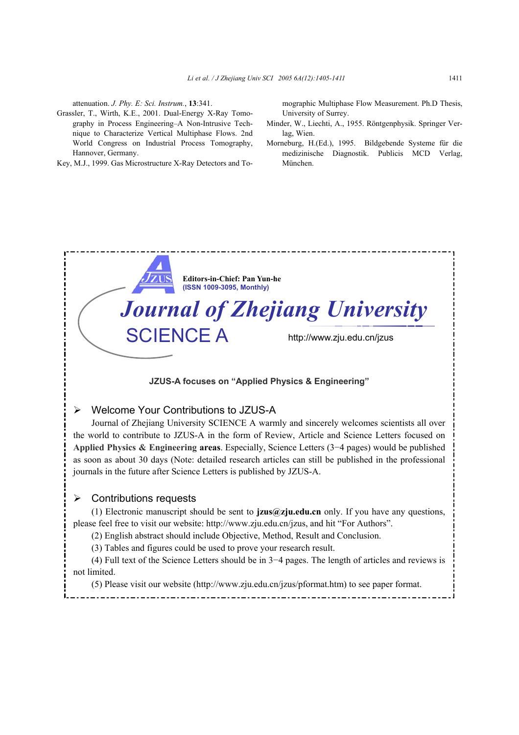attenuation. *J. Phy. E: Sci. Instrum.*, **13**:341.

Grassler, T., Wirth, K.E., 2001. Dual-Energy X-Ray Tomography in Process Engineering–A Non-Intrusive Technique to Characterize Vertical Multiphase Flows. 2nd World Congress on Industrial Process Tomography, Hannover, Germany.

Key, M.J., 1999. Gas Microstructure X-Ray Detectors and Tomographic Multiphase Flow Measurement. Ph.D Thesis, University of Surrey.

Minder, W., Liechti, A., 1955. Röntgenphysik. Springer Verlag, Wien.

Morneburg, H.(Ed.), 1995. Bildgebende Systeme für die medizinische Diagnostik. Publicis MCD Verlag, München.

---

JZUS

**Editors-in-Chief: Pan Yun-he**
**(ISSN 1009-3095, Monthly)**

# *Journal of Zhejiang University* SCIENCE A

http://www.zju.edu.cn/jzus

**JZUS-A focuses on "Applied Physics & Engineering"**

## Welcome Your Contributions to JZUS-A

Journal of Zhejiang University SCIENCE A warmly and sincerely welcomes scientists all over the world to contribute to JZUS-A in the form of Review, Article and Science Letters focused on **Applied Physics & Engineering areas**. Especially, Science Letters (3−4 pages) would be published as soon as about 30 days (Note: detailed research articles can still be published in the professional journals in the future after Science Letters is published by JZUS-A.

## Contributions requests

(1) Electronic manuscript should be sent to **jzus@zju.edu.cn** only. If you have any questions, please feel free to visit our website: http://www.zju.edu.cn/jzus, and hit "For Authors".

(2) English abstract should include Objective, Method, Result and Conclusion.

(3) Tables and figures could be used to prove your research result.

(4) Full text of the Science Letters should be in 3−4 pages. The length of articles and reviews is not limited.

(5) Please visit our website (http://www.zju.edu.cn/jzus/pformat.htm) to see paper format.